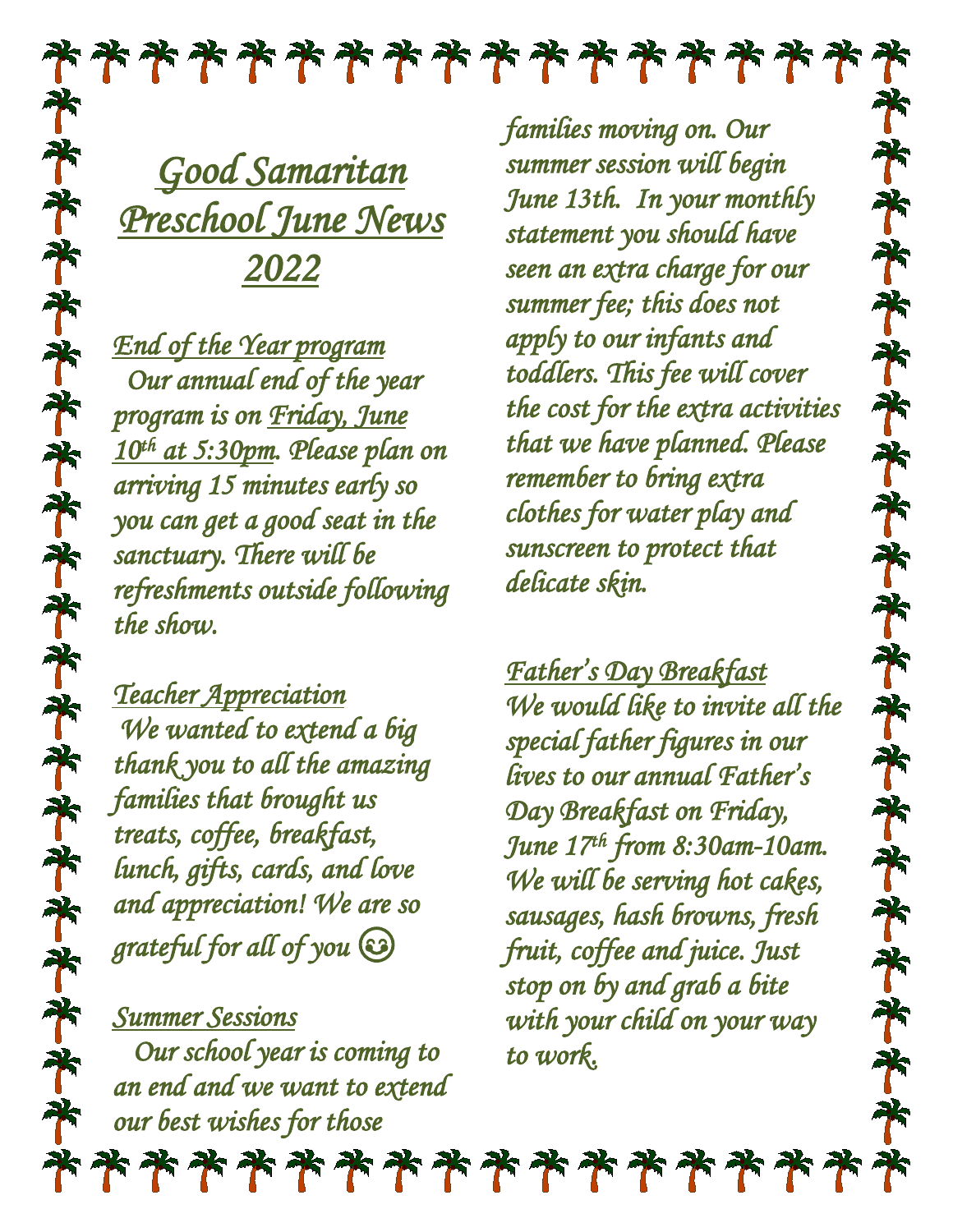# Good Samaritan Preschool June News 2022

## End of the Year program

Our annual end of the year program is on Friday, June 10th at 5:30pm. Please plan on arriving 15 minutes early so you can get a good seat in the sanctuary. There will be refreshments outside following the show.

## Teacher Appreciation

We wanted to extend a big thank you to all the amazing families that brought us treats, coffee, breakfast, lunch, gifts, cards, and love and appreciation! We are so grateful for all of you 😊

## Summer Sessions

Our school year is coming to an end and we want to extend our best wishes for those families moving on. Our summer session will begin June 13th. In your monthly statement you should have seen an extra charge for our summer fee; this does not apply to our infants and toddlers. This fee will cover the cost for the extra activities that we have planned. Please remember to bring extra clothes for water play and sunscreen to protect that delicate skin.

## Father's Day Breakfast

We would like to invite all the special father figures in our lives to our annual Father's Day Breakfast on Friday, June 17th from 8:30am-10am. We will be serving hot cakes, sausages, hash browns, fresh fruit, coffee and juice. Just stop on by and grab a bite with your child on your way to work.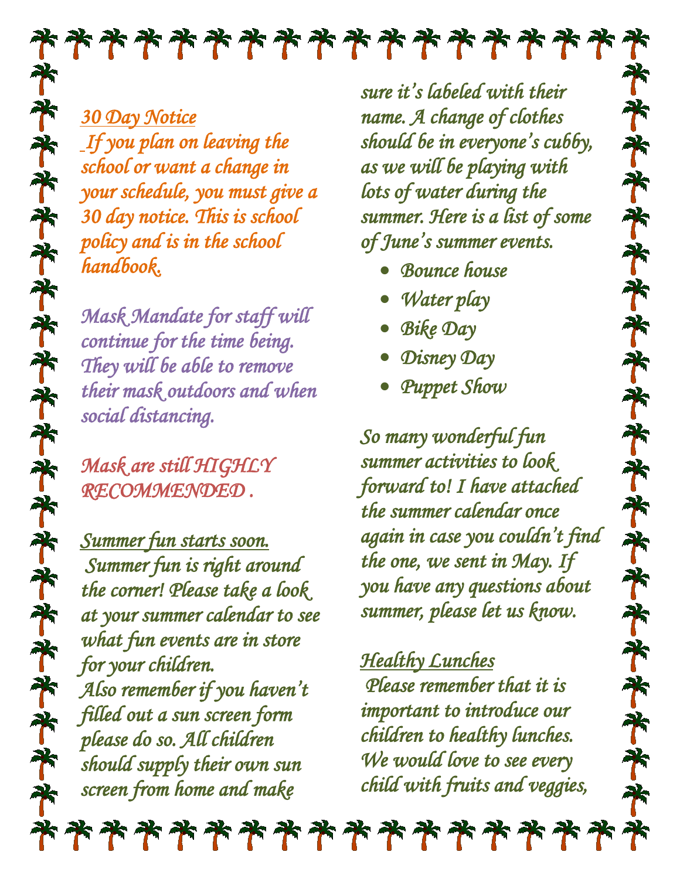*30 Day Notice*

*If you plan on leaving the school or want a change in your schedule, you must give a 30 day notice. This is school policy and is in the school handbook.*

*Mask Mandate for staff will continue for the time being. They will be able to remove their mask outdoors and when social distancing.*

*Mask are still HIGHLY RECOMMENDED .*

*Summer fun starts soon.*

*Summer fun is right around the corner! Please take a look at your summer calendar to see what fun events are in store for your children.*
*Also remember if you haven't filled out a sun screen form please do so. All children should supply their own sun screen from home and make sure it's labeled with their name. A change of clothes should be in everyone's cubby, as we will be playing with lots of water during the summer. Here is a list of some of June's summer events.*

- *Bounce house*
- *Water play*
- *Bike Day*
- *Disney Day*
- *Puppet Show*

*So many wonderful fun summer activities to look forward to! I have attached the summer calendar once again in case you couldn't find the one, we sent in May. If you have any questions about summer, please let us know.*

*Healthy Lunches*

*Please remember that it is important to introduce our children to healthy lunches. We would love to see every child with fruits and veggies,*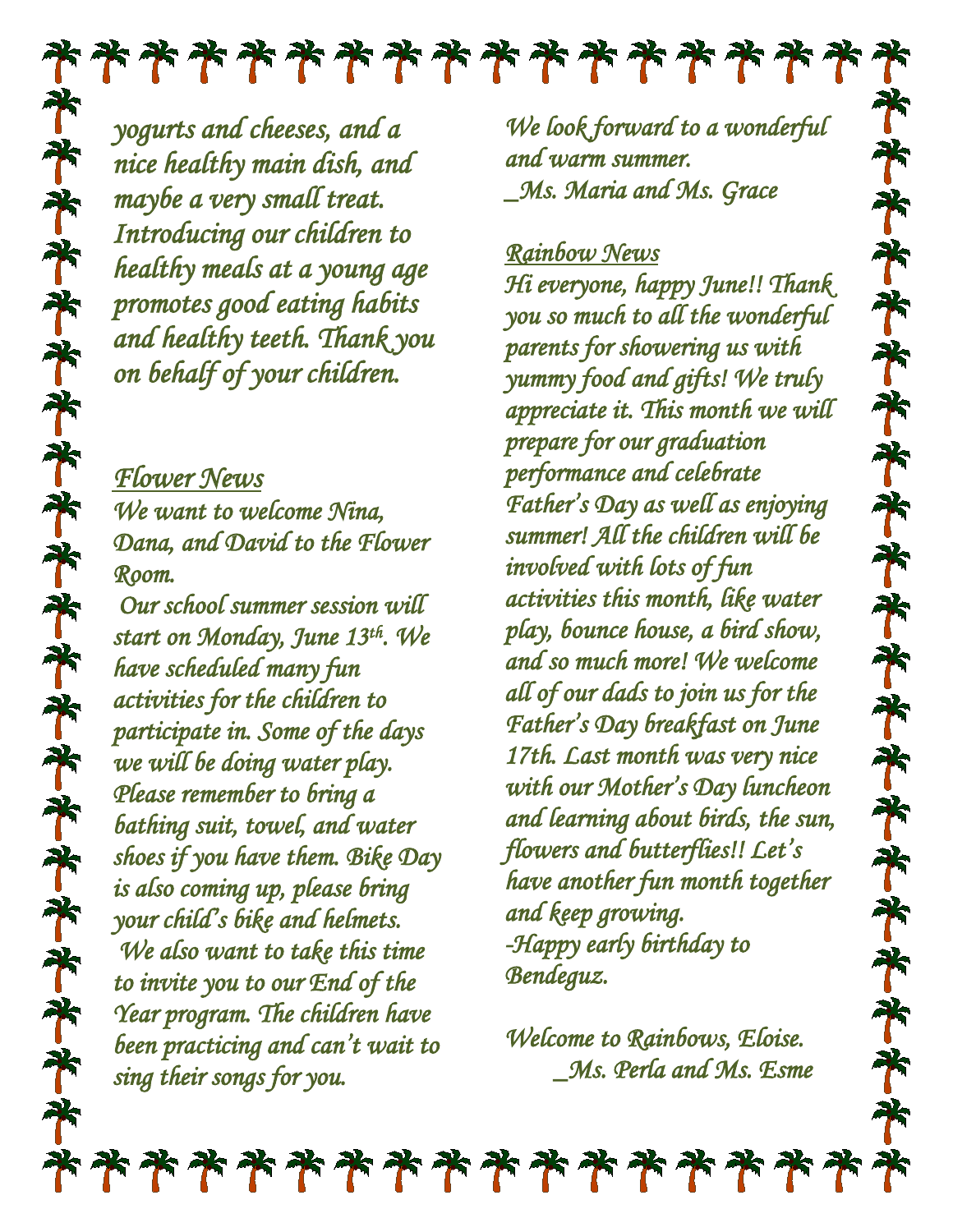*yogurts and cheeses, and a nice healthy main dish, and maybe a very small treat. Introducing our children to healthy meals at a young age promotes good eating habits and healthy teeth. Thank you on behalf of your children.*

## *Flower News*

*We want to welcome Nina, Dana, and David to the Flower Room.*

*Our school summer session will start on Monday, June 13th. We have scheduled many fun activities for the children to participate in. Some of the days we will be doing water play. Please remember to bring a bathing suit, towel, and water shoes if you have them. Bike Day is also coming up, please bring your child's bike and helmets.*

*We also want to take this time to invite you to our End of the Year program. The children have been practicing and can't wait to sing their songs for you.*

*We look forward to a wonderful and warm summer.*
*_Ms. Maria and Ms. Grace*

## *Rainbow News*

*Hi everyone, happy June!! Thank you so much to all the wonderful parents for showering us with yummy food and gifts! We truly appreciate it. This month we will prepare for our graduation performance and celebrate Father's Day as well as enjoying summer! All the children will be involved with lots of fun activities this month, like water play, bounce house, a bird show, and so much more! We welcome all of our dads to join us for the Father's Day breakfast on June 17th. Last month was very nice with our Mother's Day luncheon and learning about birds, the sun, flowers and butterflies!! Let's have another fun month together and keep growing.*

*-Happy early birthday to Bendeguz.*

*Welcome to Rainbows, Eloise.*
*_Ms. Perla and Ms. Esme*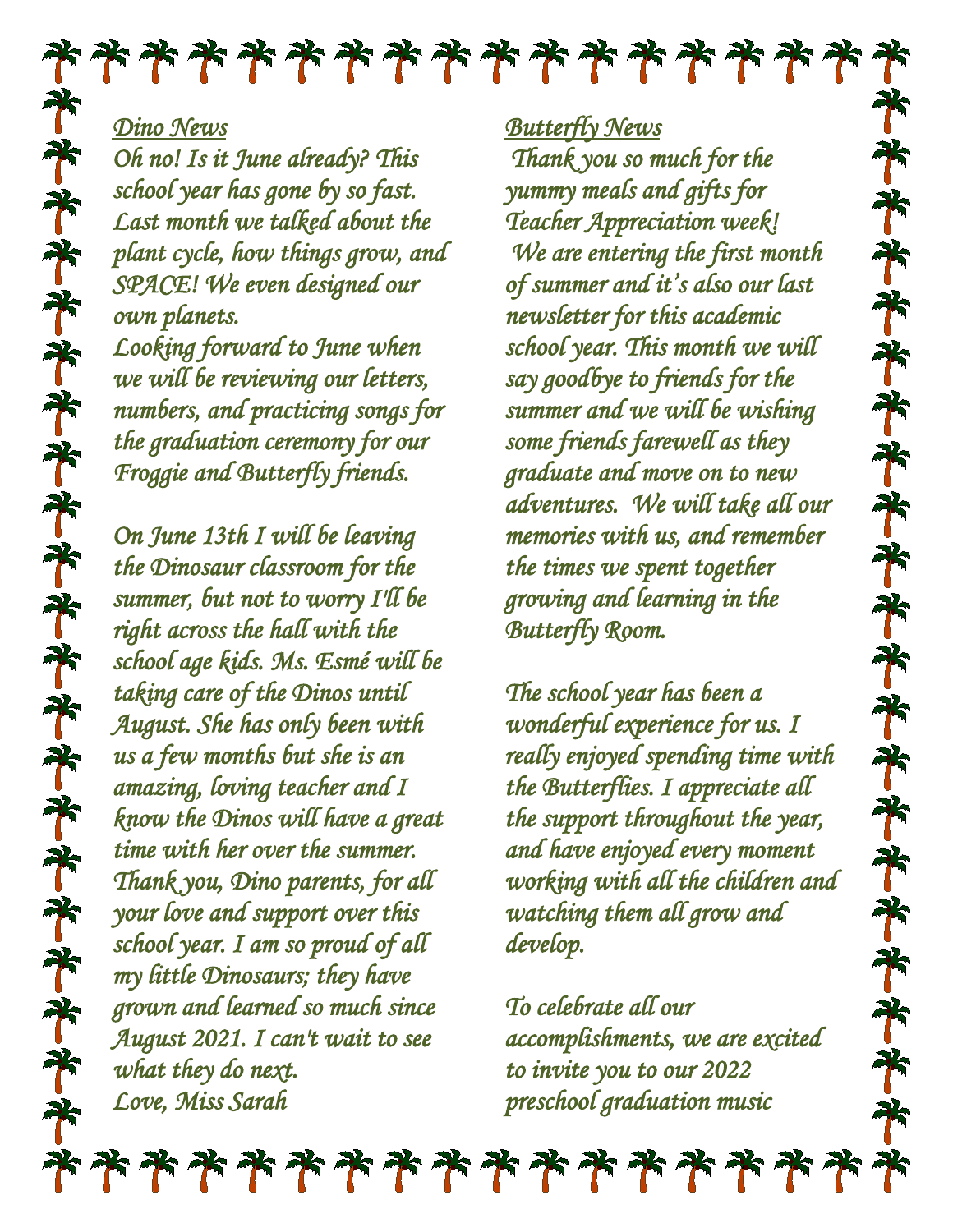## Dino News

*Oh no! Is it June already? This school year has gone by so fast. Last month we talked about the plant cycle, how things grow, and SPACE! We even designed our own planets.*
*Looking forward to June when we will be reviewing our letters, numbers, and practicing songs for the graduation ceremony for our Froggie and Butterfly friends.*

*On June 13th I will be leaving the Dinosaur classroom for the summer, but not to worry I'll be right across the hall with the school age kids. Ms. Esmé will be taking care of the Dinos until August. She has only been with us a few months but she is an amazing, loving teacher and I know the Dinos will have a great time with her over the summer. Thank you, Dino parents, for all your love and support over this school year. I am so proud of all my little Dinosaurs; they have grown and learned so much since August 2021. I can't wait to see what they do next.*
*Love, Miss Sarah*

## Butterfly News

*Thank you so much for the yummy meals and gifts for Teacher Appreciation week!*
*We are entering the first month of summer and it's also our last newsletter for this academic school year. This month we will say goodbye to friends for the summer and we will be wishing some friends farewell as they graduate and move on to new adventures. We will take all our memories with us, and remember the times we spent together growing and learning in the Butterfly Room.*

*The school year has been a wonderful experience for us. I really enjoyed spending time with the Butterflies. I appreciate all the support throughout the year, and have enjoyed every moment working with all the children and watching them all grow and develop.*

*To celebrate all our accomplishments, we are excited to invite you to our 2022 preschool graduation music*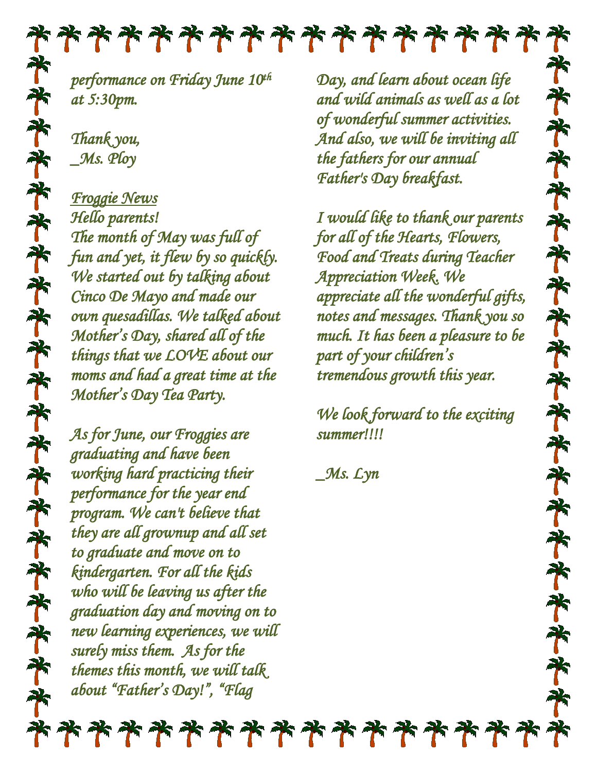*performance on Friday June 10th at 5:30pm.*

*Thank you,*
*_Ms. Ploy*

*<u>Froggie News</u>*

*Hello parents!*

*The month of May was full of fun and yet, it flew by so quickly. We started out by talking about Cinco De Mayo and made our own quesadillas. We talked about Mother's Day, shared all of the things that we LOVE about our moms and had a great time at the Mother's Day Tea Party.*

*As for June, our Froggies are graduating and have been working hard practicing their performance for the year end program. We can't believe that they are all grownup and all set to graduate and move on to kindergarten. For all the kids who will be leaving us after the graduation day and moving on to new learning experiences, we will surely miss them. As for the themes this month, we will talk about "Father's Day!", "Flag Day, and learn about ocean life and wild animals as well as a lot of wonderful summer activities. And also, we will be inviting all the fathers for our annual Father's Day breakfast.*

*I would like to thank our parents for all of the Hearts, Flowers, Food and Treats during Teacher Appreciation Week. We appreciate all the wonderful gifts, notes and messages. Thank you so much. It has been a pleasure to be part of your children's tremendous growth this year.*

*We look forward to the exciting summer!!!!*

*_Ms. Lyn*